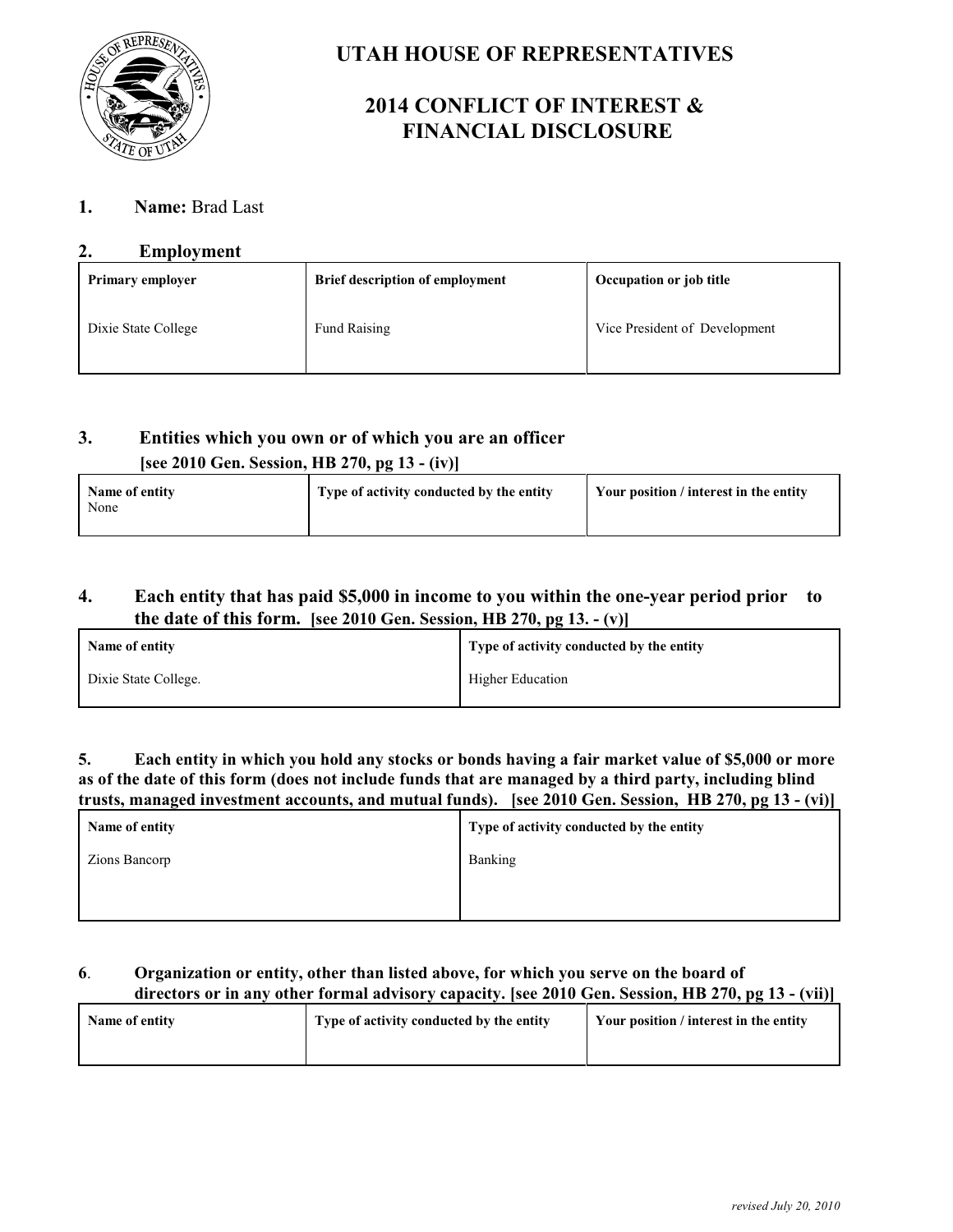# UTAH HOUSE OF REPRESENTATIVES

## 2014 CONFLICT OF INTEREST & FINANCIAL DISCLOSURE

**1. Name:** Brad Last

**2. Employment**

| Primary employer | Brief description of employment | Occupation or job title |
|---|---|---|
| Dixie State College | Fund Raising | Vice President of Development |

**3. Entities which you own or of which you are an officer**
**[see 2010 Gen. Session, HB 270, pg 13 - (iv)]**

| Name of entity | Type of activity conducted by the entity | Your position / interest in the entity |
|---|---|---|
| None | | |

**4. Each entity that has paid $5,000 in income to you within the one-year period prior to the date of this form. [see 2010 Gen. Session, HB 270, pg 13. - (v)]**

| Name of entity | Type of activity conducted by the entity |
|---|---|
| Dixie State College. | Higher Education |

**5. Each entity in which you hold any stocks or bonds having a fair market value of $5,000 or more as of the date of this form (does not include funds that are managed by a third party, including blind trusts, managed investment accounts, and mutual funds). [see 2010 Gen. Session, HB 270, pg 13 - (vi)]**

| Name of entity | Type of activity conducted by the entity |
|---|---|
| Zions Bancorp | Banking |

**6. Organization or entity, other than listed above, for which you serve on the board of directors or in any other formal advisory capacity. [see 2010 Gen. Session, HB 270, pg 13 - (vii)]**

| Name of entity | Type of activity conducted by the entity | Your position / interest in the entity |
|---|---|---|
| | | |

*revised July 20, 2010*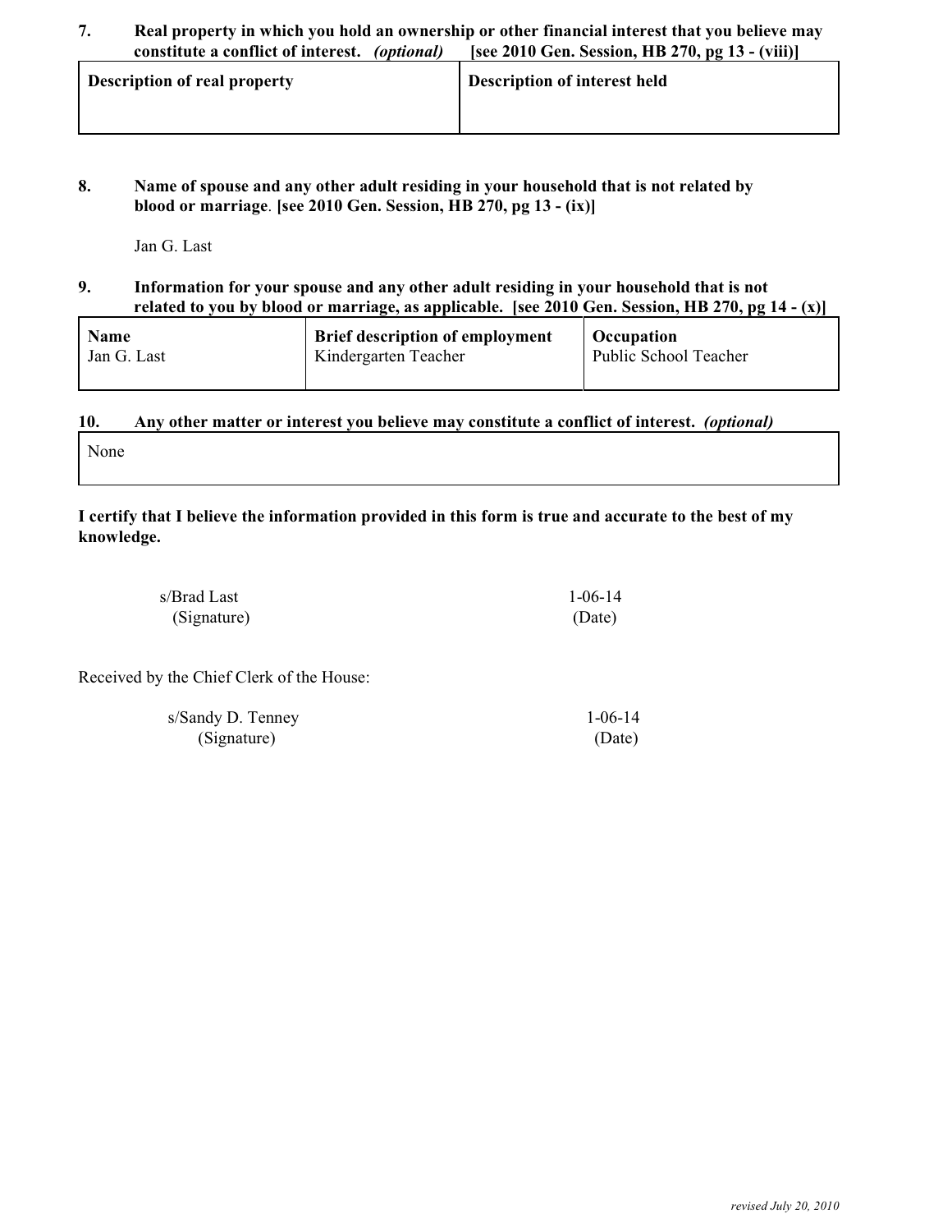**7. Real property in which you hold an ownership or other financial interest that you believe may constitute a conflict of interest.** ***(optional)*** **[see 2010 Gen. Session, HB 270, pg 13 - (viii)]**

| Description of real property | Description of interest held |
| --- | --- |
| | |

**8. Name of spouse and any other adult residing in your household that is not related by blood or marriage. [see 2010 Gen. Session, HB 270, pg 13 - (ix)]**

Jan G. Last

**9. Information for your spouse and any other adult residing in your household that is not related to you by blood or marriage, as applicable. [see 2010 Gen. Session, HB 270, pg 14 - (x)]**

| Name | Brief description of employment | Occupation |
| --- | --- | --- |
| Jan G. Last | Kindergarten Teacher | Public School Teacher |

**10. Any other matter or interest you believe may constitute a conflict of interest.** ***(optional)***

| |
| --- |
| None |

**I certify that I believe the information provided in this form is true and accurate to the best of my knowledge.**

s/Brad Last (Signature) 1-06-14 (Date)

Received by the Chief Clerk of the House:

s/Sandy D. Tenney (Signature) 1-06-14 (Date)

*revised July 20, 2010*